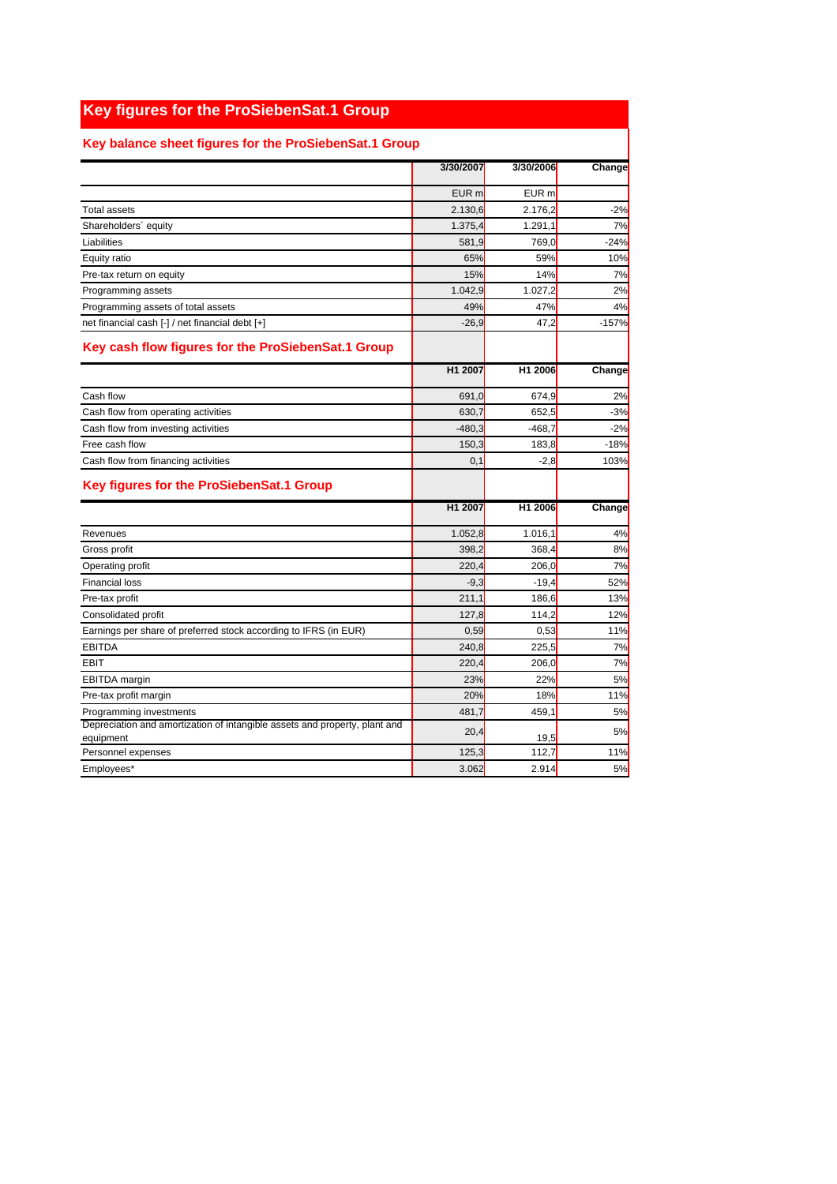# Key figures for the ProSiebenSat.1 Group

## Key balance sheet figures for the ProSiebenSat.1 Group

| | 3/30/2007 | 3/30/2006 | Change |
|---|---|---|---|
| | EUR m | EUR m | |
| Total assets | 2.130,6 | 2.176,2 | -2% |
| Shareholders´ equity | 1.375,4 | 1.291,1 | 7% |
| Liabilities | 581,9 | 769,0 | -24% |
| Equity ratio | 65% | 59% | 10% |
| Pre-tax return on equity | 15% | 14% | 7% |
| Programming assets | 1.042,9 | 1.027,2 | 2% |
| Programming assets of total assets | 49% | 47% | 4% |
| net financial cash [-] / net financial debt [+] | -26,9 | 47,2 | -157% |

## Key cash flow figures for the ProSiebenSat.1 Group

| | H1 2007 | H1 2006 | Change |
|---|---|---|---|
| Cash flow | 691,0 | 674,9 | 2% |
| Cash flow from operating activities | 630,7 | 652,5 | -3% |
| Cash flow from investing activities | -480,3 | -468,7 | -2% |
| Free cash flow | 150,3 | 183,8 | -18% |
| Cash flow from financing activities | 0,1 | -2,8 | 103% |

## Key figures for the ProSiebenSat.1 Group

| | H1 2007 | H1 2006 | Change |
|---|---|---|---|
| Revenues | 1.052,8 | 1.016,1 | 4% |
| Gross profit | 398,2 | 368,4 | 8% |
| Operating profit | 220,4 | 206,0 | 7% |
| Financial loss | -9,3 | -19,4 | 52% |
| Pre-tax profit | 211,1 | 186,6 | 13% |
| Consolidated profit | 127,8 | 114,2 | 12% |
| Earnings per share of preferred stock according to IFRS (in EUR) | 0,59 | 0,53 | 11% |
| EBITDA | 240,8 | 225,5 | 7% |
| EBIT | 220,4 | 206,0 | 7% |
| EBITDA margin | 23% | 22% | 5% |
| Pre-tax profit margin | 20% | 18% | 11% |
| Programming investments | 481,7 | 459,1 | 5% |
| Depreciation and amortization of intangible assets and property, plant and equipment | 20,4 | 19,5 | 5% |
| Personnel expenses | 125,3 | 112,7 | 11% |
| Employees* | 3.062 | 2.914 | 5% |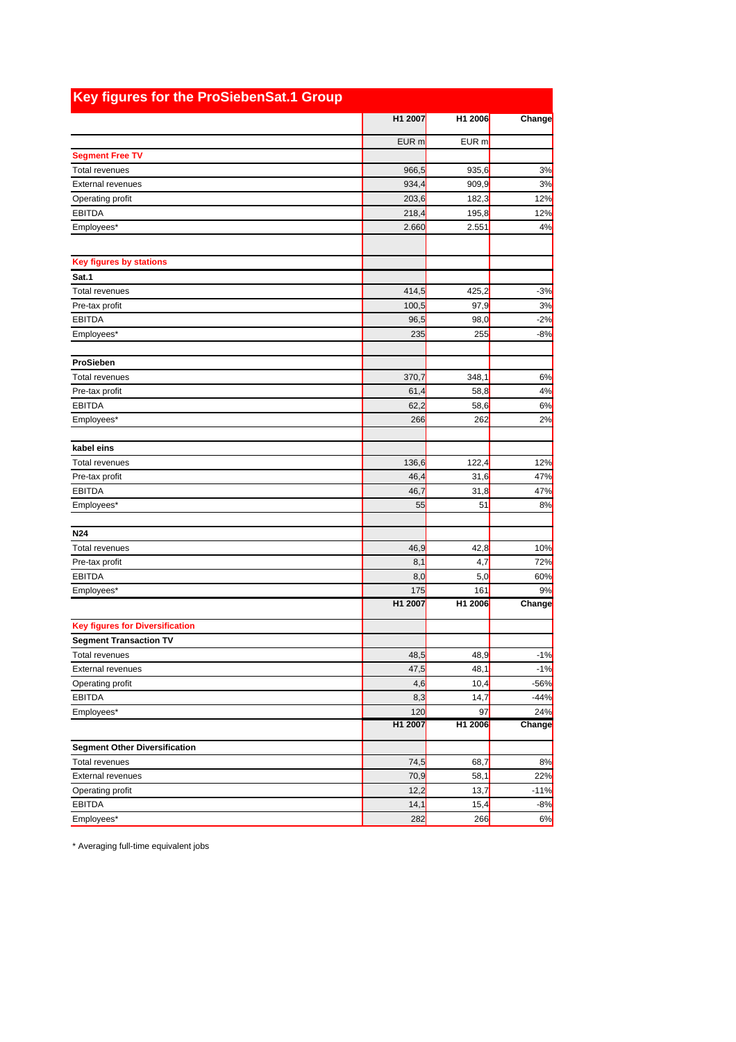## Key figures for the ProSiebenSat.1 Group

| | H1 2007 | H1 2006 | Change |
|---|---|---|---|
| | EUR m | EUR m | |
| **Segment Free TV** | | | |
| Total revenues | 966,5 | 935,6 | 3% |
| External revenues | 934,4 | 909,9 | 3% |
| Operating profit | 203,6 | 182,3 | 12% |
| EBITDA | 218,4 | 195,8 | 12% |
| Employees* | 2.660 | 2.551 | 4% |
| | | | |
| **Key figures by stations** | | | |
| **Sat.1** | | | |
| Total revenues | 414,5 | 425,2 | -3% |
| Pre-tax profit | 100,5 | 97,9 | 3% |
| EBITDA | 96,5 | 98,0 | -2% |
| Employees* | 235 | 255 | -8% |
| | | | |
| **ProSieben** | | | |
| Total revenues | 370,7 | 348,1 | 6% |
| Pre-tax profit | 61,4 | 58,8 | 4% |
| EBITDA | 62,2 | 58,6 | 6% |
| Employees* | 266 | 262 | 2% |
| | | | |
| **kabel eins** | | | |
| Total revenues | 136,6 | 122,4 | 12% |
| Pre-tax profit | 46,4 | 31,6 | 47% |
| EBITDA | 46,7 | 31,8 | 47% |
| Employees* | 55 | 51 | 8% |
| | | | |
| **N24** | | | |
| Total revenues | 46,9 | 42,8 | 10% |
| Pre-tax profit | 8,1 | 4,7 | 72% |
| EBITDA | 8,0 | 5,0 | 60% |
| Employees* | 175 | 161 | 9% |
| | **H1 2007** | **H1 2006** | **Change** |
| **Key figures for Diversification** | | | |
| **Segment Transaction TV** | | | |
| Total revenues | 48,5 | 48,9 | -1% |
| External revenues | 47,5 | 48,1 | -1% |
| Operating profit | 4,6 | 10,4 | -56% |
| EBITDA | 8,3 | 14,7 | -44% |
| Employees* | 120 | 97 | 24% |
| | **H1 2007** | **H1 2006** | **Change** |
| **Segment Other Diversification** | | | |
| Total revenues | 74,5 | 68,7 | 8% |
| External revenues | 70,9 | 58,1 | 22% |
| Operating profit | 12,2 | 13,7 | -11% |
| EBITDA | 14,1 | 15,4 | -8% |
| Employees* | 282 | 266 | 6% |

* Averaging full-time equivalent jobs